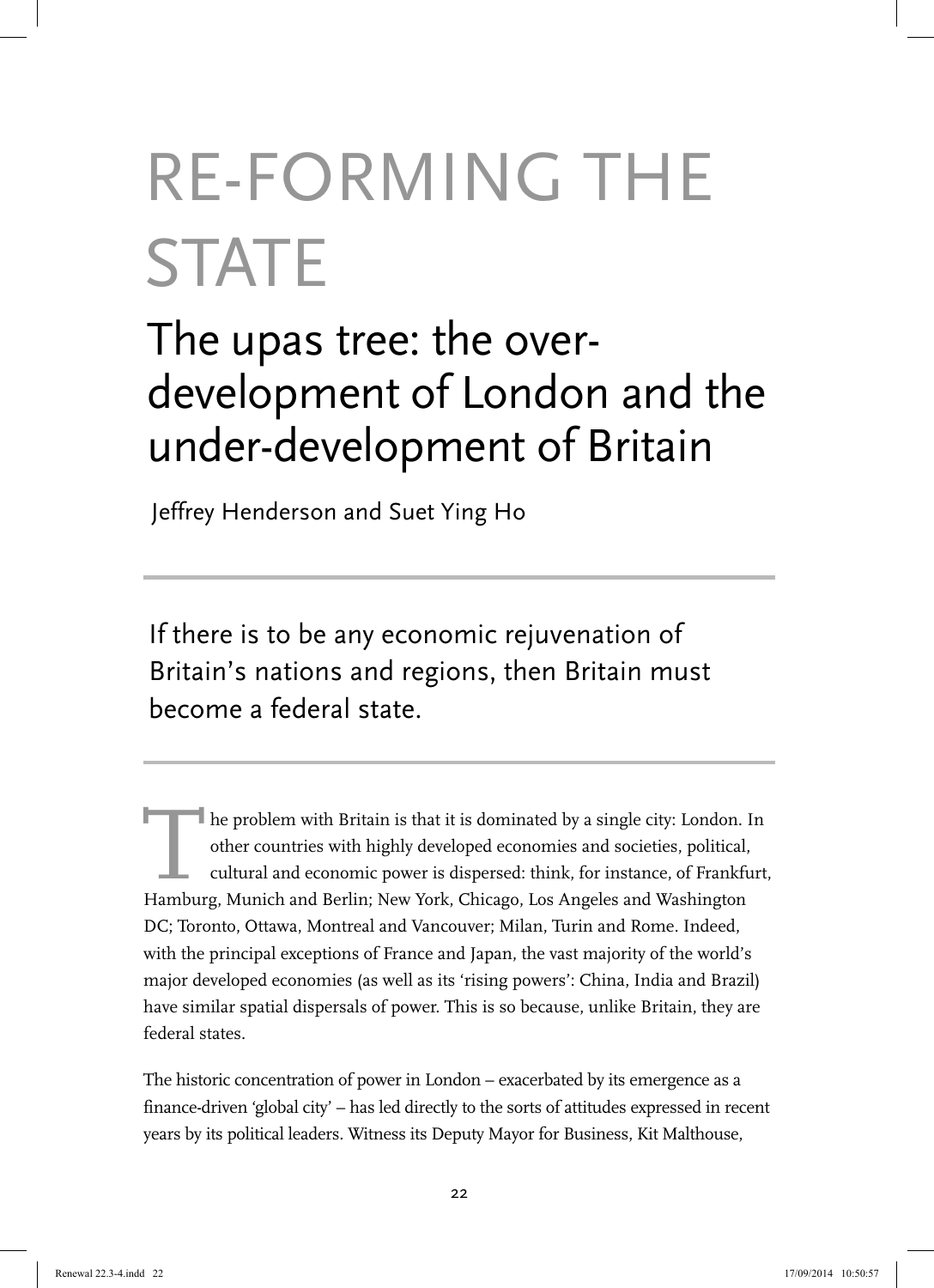# RE-FORMING THE STATE

## The upas tree: the over-development of London and the under-development of Britain

Jeffrey Henderson and Suet Ying Ho

If there is to be any economic rejuvenation of Britain's nations and regions, then Britain must become a federal state.

The problem with Britain is that it is dominated by a single city: London. In other countries with highly developed economies and societies, political, cultural and economic power is dispersed: think, for instance, of Frankfurt, Hamburg, Munich and Berlin; New York, Chicago, Los Angeles and Washington DC; Toronto, Ottawa, Montreal and Vancouver; Milan, Turin and Rome. Indeed, with the principal exceptions of France and Japan, the vast majority of the world's major developed economies (as well as its 'rising powers': China, India and Brazil) have similar spatial dispersals of power. This is so because, unlike Britain, they are federal states.

The historic concentration of power in London – exacerbated by its emergence as a finance-driven 'global city' – has led directly to the sorts of attitudes expressed in recent years by its political leaders. Witness its Deputy Mayor for Business, Kit Malthouse,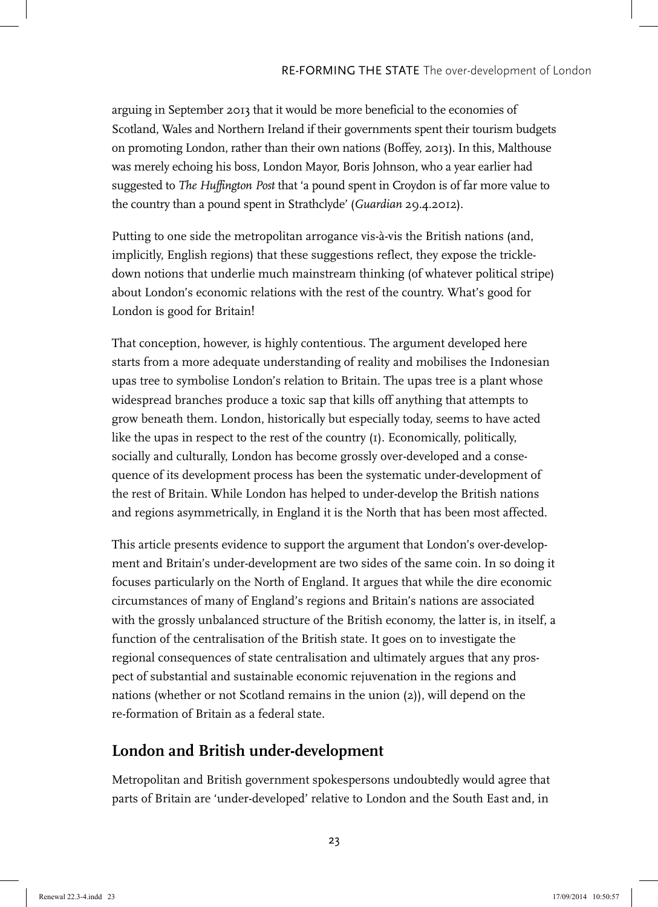arguing in September 2013 that it would be more beneficial to the economies of Scotland, Wales and Northern Ireland if their governments spent their tourism budgets on promoting London, rather than their own nations (Boffey, 2013). In this, Malthouse was merely echoing his boss, London Mayor, Boris Johnson, who a year earlier had suggested to *The Huffington Post* that 'a pound spent in Croydon is of far more value to the country than a pound spent in Strathclyde' (*Guardian* 29.4.2012).

Putting to one side the metropolitan arrogance vis-à-vis the British nations (and, implicitly, English regions) that these suggestions reflect, they expose the trickle-down notions that underlie much mainstream thinking (of whatever political stripe) about London's economic relations with the rest of the country. What's good for London is good for Britain!

That conception, however, is highly contentious. The argument developed here starts from a more adequate understanding of reality and mobilises the Indonesian upas tree to symbolise London's relation to Britain. The upas tree is a plant whose widespread branches produce a toxic sap that kills off anything that attempts to grow beneath them. London, historically but especially today, seems to have acted like the upas in respect to the rest of the country (1). Economically, politically, socially and culturally, London has become grossly over-developed and a consequence of its development process has been the systematic under-development of the rest of Britain. While London has helped to under-develop the British nations and regions asymmetrically, in England it is the North that has been most affected.

This article presents evidence to support the argument that London's over-development and Britain's under-development are two sides of the same coin. In so doing it focuses particularly on the North of England. It argues that while the dire economic circumstances of many of England's regions and Britain's nations are associated with the grossly unbalanced structure of the British economy, the latter is, in itself, a function of the centralisation of the British state. It goes on to investigate the regional consequences of state centralisation and ultimately argues that any prospect of substantial and sustainable economic rejuvenation in the regions and nations (whether or not Scotland remains in the union (2)), will depend on the re-formation of Britain as a federal state.

## London and British under-development

Metropolitan and British government spokespersons undoubtedly would agree that parts of Britain are 'under-developed' relative to London and the South East and, in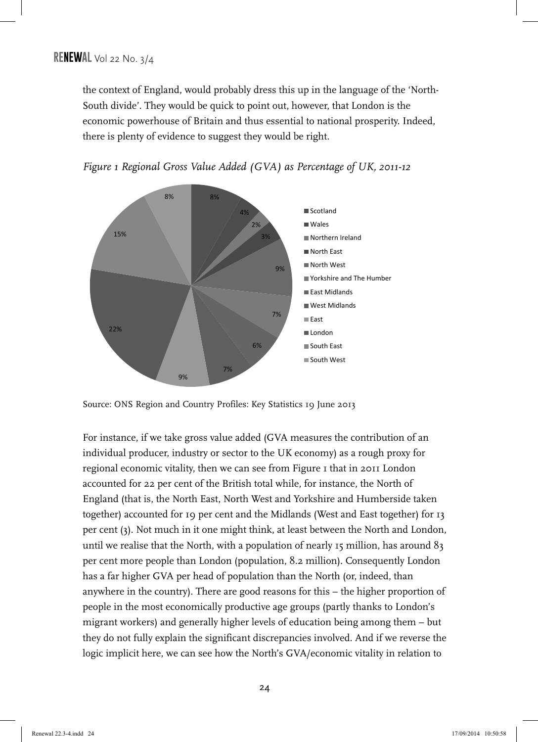the context of England, would probably dress this up in the language of the 'North-South divide'. They would be quick to point out, however, that London is the economic powerhouse of Britain and thus essential to national prosperity. Indeed, there is plenty of evidence to suggest they would be right.

*Figure 1 Regional Gross Value Added (GVA) as Percentage of UK, 2011-12*

| Region | % |
|---|---|
| Scotland | 8% |
| Wales | 4% |
| Northern Ireland | 2% |
| North East | 3% |
| North West | 9% |
| Yorkshire and The Humber | 7% |
| East Midlands | 6% |
| West Midlands | 7% |
| East | 9% |
| London | 22% |
| South East | 15% |
| South West | 8% |

Source: ONS Region and Country Profiles: Key Statistics 19 June 2013

For instance, if we take gross value added (GVA measures the contribution of an individual producer, industry or sector to the UK economy) as a rough proxy for regional economic vitality, then we can see from Figure 1 that in 2011 London accounted for 22 per cent of the British total while, for instance, the North of England (that is, the North East, North West and Yorkshire and Humberside taken together) accounted for 19 per cent and the Midlands (West and East together) for 13 per cent (3). Not much in it one might think, at least between the North and London, until we realise that the North, with a population of nearly 15 million, has around 83 per cent more people than London (population, 8.2 million). Consequently London has a far higher GVA per head of population than the North (or, indeed, than anywhere in the country). There are good reasons for this – the higher proportion of people in the most economically productive age groups (partly thanks to London's migrant workers) and generally higher levels of education being among them – but they do not fully explain the significant discrepancies involved. And if we reverse the logic implicit here, we can see how the North's GVA/economic vitality in relation to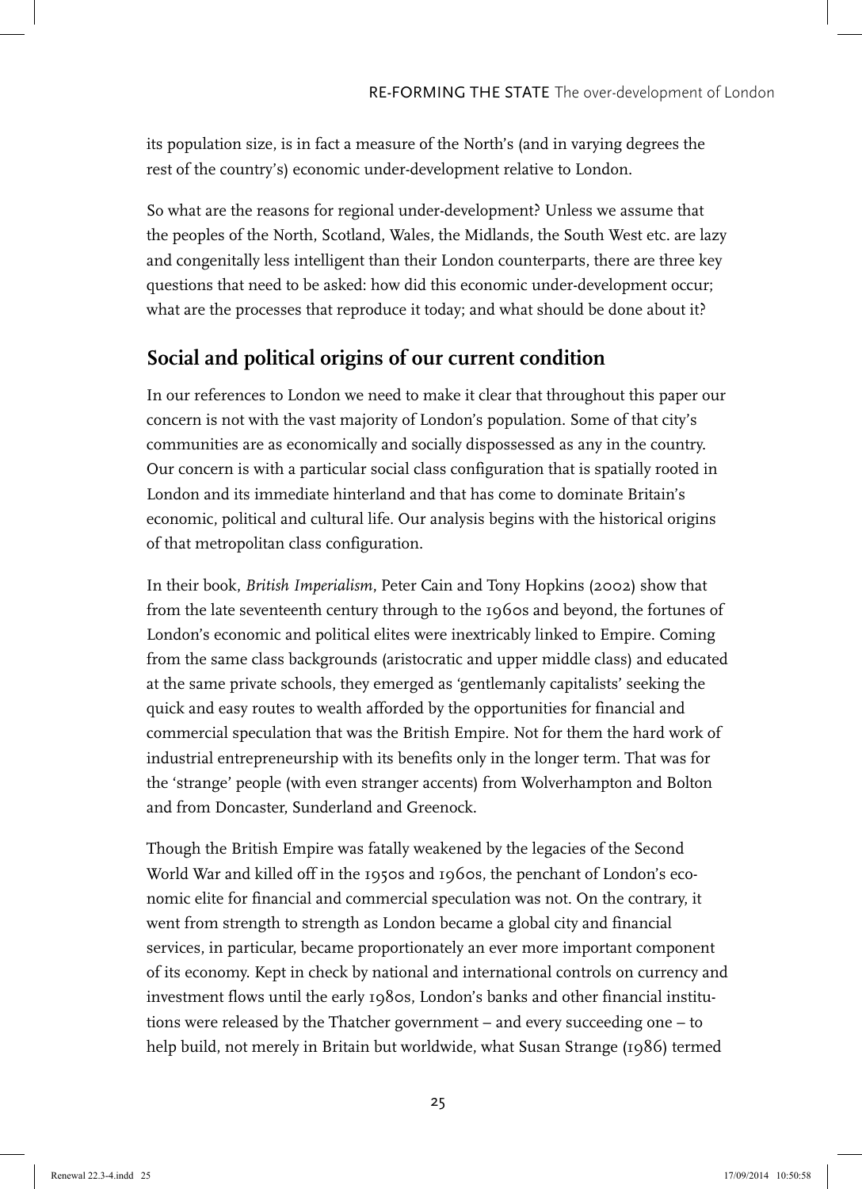its population size, is in fact a measure of the North's (and in varying degrees the rest of the country's) economic under-development relative to London.

So what are the reasons for regional under-development? Unless we assume that the peoples of the North, Scotland, Wales, the Midlands, the South West etc. are lazy and congenitally less intelligent than their London counterparts, there are three key questions that need to be asked: how did this economic under-development occur; what are the processes that reproduce it today; and what should be done about it?

## Social and political origins of our current condition

In our references to London we need to make it clear that throughout this paper our concern is not with the vast majority of London's population. Some of that city's communities are as economically and socially dispossessed as any in the country. Our concern is with a particular social class configuration that is spatially rooted in London and its immediate hinterland and that has come to dominate Britain's economic, political and cultural life. Our analysis begins with the historical origins of that metropolitan class configuration.

In their book, *British Imperialism*, Peter Cain and Tony Hopkins (2002) show that from the late seventeenth century through to the 1960s and beyond, the fortunes of London's economic and political elites were inextricably linked to Empire. Coming from the same class backgrounds (aristocratic and upper middle class) and educated at the same private schools, they emerged as 'gentlemanly capitalists' seeking the quick and easy routes to wealth afforded by the opportunities for financial and commercial speculation that was the British Empire. Not for them the hard work of industrial entrepreneurship with its benefits only in the longer term. That was for the 'strange' people (with even stranger accents) from Wolverhampton and Bolton and from Doncaster, Sunderland and Greenock.

Though the British Empire was fatally weakened by the legacies of the Second World War and killed off in the 1950s and 1960s, the penchant of London's economic elite for financial and commercial speculation was not. On the contrary, it went from strength to strength as London became a global city and financial services, in particular, became proportionately an ever more important component of its economy. Kept in check by national and international controls on currency and investment flows until the early 1980s, London's banks and other financial institutions were released by the Thatcher government – and every succeeding one – to help build, not merely in Britain but worldwide, what Susan Strange (1986) termed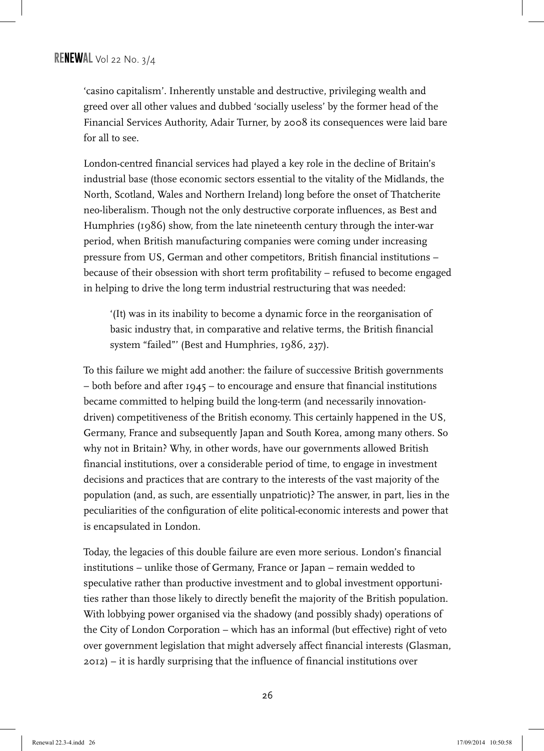'casino capitalism'. Inherently unstable and destructive, privileging wealth and greed over all other values and dubbed 'socially useless' by the former head of the Financial Services Authority, Adair Turner, by 2008 its consequences were laid bare for all to see.

London-centred financial services had played a key role in the decline of Britain's industrial base (those economic sectors essential to the vitality of the Midlands, the North, Scotland, Wales and Northern Ireland) long before the onset of Thatcherite neo-liberalism. Though not the only destructive corporate influences, as Best and Humphries (1986) show, from the late nineteenth century through the inter-war period, when British manufacturing companies were coming under increasing pressure from US, German and other competitors, British financial institutions – because of their obsession with short term profitability – refused to become engaged in helping to drive the long term industrial restructuring that was needed:

> '(It) was in its inability to become a dynamic force in the reorganisation of basic industry that, in comparative and relative terms, the British financial system "failed"' (Best and Humphries, 1986, 237).

To this failure we might add another: the failure of successive British governments – both before and after 1945 – to encourage and ensure that financial institutions became committed to helping build the long-term (and necessarily innovation-driven) competitiveness of the British economy. This certainly happened in the US, Germany, France and subsequently Japan and South Korea, among many others. So why not in Britain? Why, in other words, have our governments allowed British financial institutions, over a considerable period of time, to engage in investment decisions and practices that are contrary to the interests of the vast majority of the population (and, as such, are essentially unpatriotic)? The answer, in part, lies in the peculiarities of the configuration of elite political-economic interests and power that is encapsulated in London.

Today, the legacies of this double failure are even more serious. London's financial institutions – unlike those of Germany, France or Japan – remain wedded to speculative rather than productive investment and to global investment opportunities rather than those likely to directly benefit the majority of the British population. With lobbying power organised via the shadowy (and possibly shady) operations of the City of London Corporation – which has an informal (but effective) right of veto over government legislation that might adversely affect financial interests (Glasman, 2012) – it is hardly surprising that the influence of financial institutions over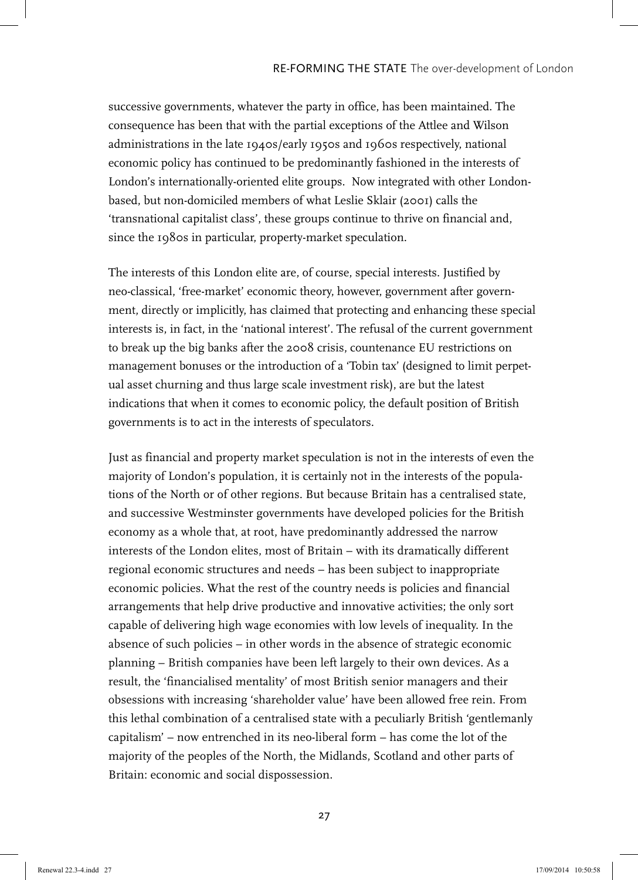successive governments, whatever the party in office, has been maintained. The consequence has been that with the partial exceptions of the Attlee and Wilson administrations in the late 1940s/early 1950s and 1960s respectively, national economic policy has continued to be predominantly fashioned in the interests of London's internationally-oriented elite groups. Now integrated with other London-based, but non-domiciled members of what Leslie Sklair (2001) calls the 'transnational capitalist class', these groups continue to thrive on financial and, since the 1980s in particular, property-market speculation.

The interests of this London elite are, of course, special interests. Justified by neo-classical, 'free-market' economic theory, however, government after government, directly or implicitly, has claimed that protecting and enhancing these special interests is, in fact, in the 'national interest'. The refusal of the current government to break up the big banks after the 2008 crisis, countenance EU restrictions on management bonuses or the introduction of a 'Tobin tax' (designed to limit perpetual asset churning and thus large scale investment risk), are but the latest indications that when it comes to economic policy, the default position of British governments is to act in the interests of speculators.

Just as financial and property market speculation is not in the interests of even the majority of London's population, it is certainly not in the interests of the populations of the North or of other regions. But because Britain has a centralised state, and successive Westminster governments have developed policies for the British economy as a whole that, at root, have predominantly addressed the narrow interests of the London elites, most of Britain – with its dramatically different regional economic structures and needs – has been subject to inappropriate economic policies. What the rest of the country needs is policies and financial arrangements that help drive productive and innovative activities; the only sort capable of delivering high wage economies with low levels of inequality. In the absence of such policies – in other words in the absence of strategic economic planning – British companies have been left largely to their own devices. As a result, the 'financialised mentality' of most British senior managers and their obsessions with increasing 'shareholder value' have been allowed free rein. From this lethal combination of a centralised state with a peculiarly British 'gentlemanly capitalism' – now entrenched in its neo-liberal form – has come the lot of the majority of the peoples of the North, the Midlands, Scotland and other parts of Britain: economic and social dispossession.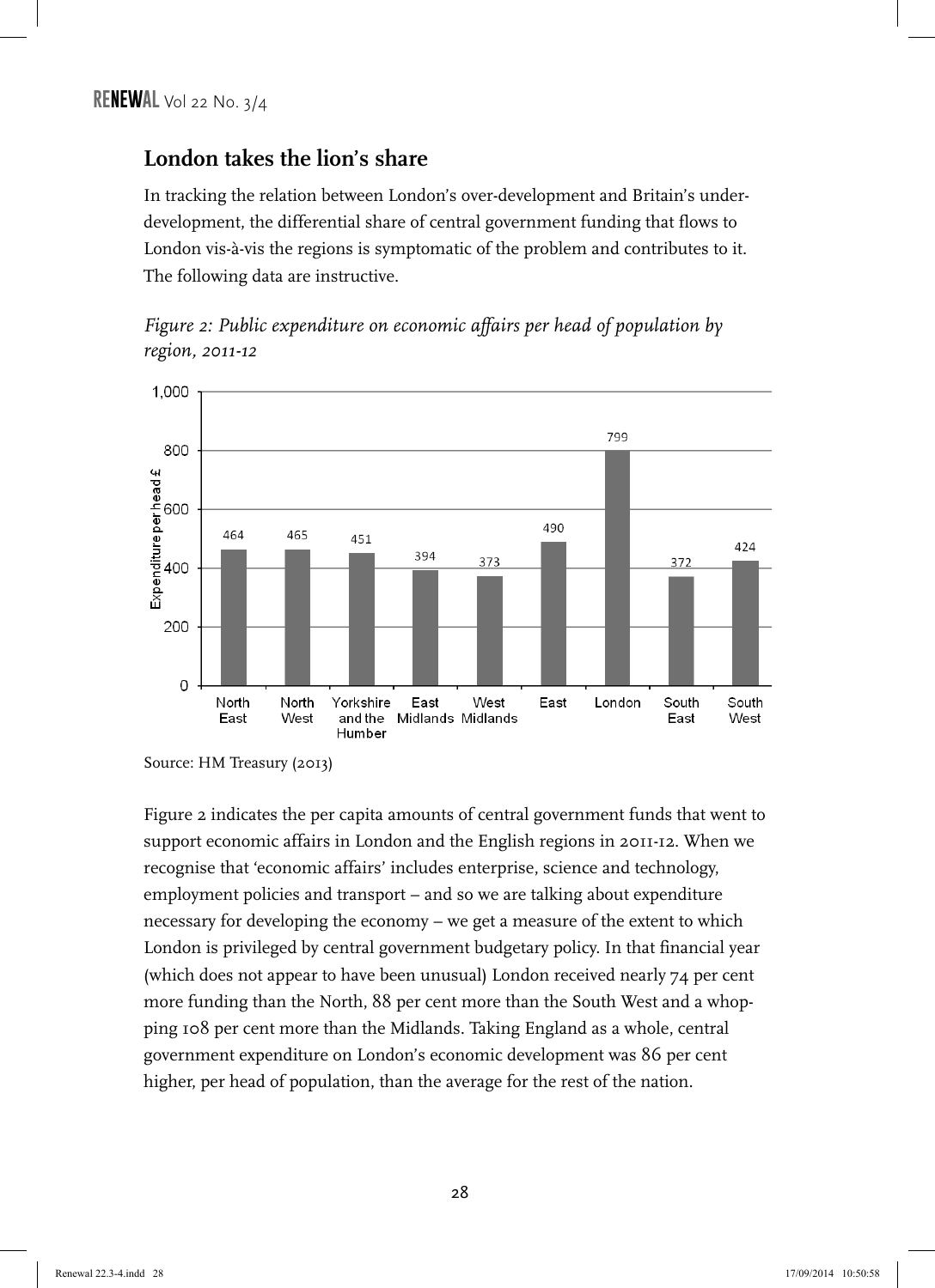## London takes the lion's share

In tracking the relation between London's over-development and Britain's under-development, the differential share of central government funding that flows to London vis-à-vis the regions is symptomatic of the problem and contributes to it. The following data are instructive.

*Figure 2: Public expenditure on economic affairs per head of population by region, 2011-12*

| Region | Expenditure per head £ |
| --- | --- |
| North East | 464 |
| North West | 465 |
| Yorkshire and the Humber | 451 |
| East Midlands | 394 |
| West Midlands | 373 |
| East | 490 |
| London | 799 |
| South East | 372 |
| South West | 424 |

Source: HM Treasury (2013)

Figure 2 indicates the per capita amounts of central government funds that went to support economic affairs in London and the English regions in 2011-12. When we recognise that 'economic affairs' includes enterprise, science and technology, employment policies and transport – and so we are talking about expenditure necessary for developing the economy – we get a measure of the extent to which London is privileged by central government budgetary policy. In that financial year (which does not appear to have been unusual) London received nearly 74 per cent more funding than the North, 88 per cent more than the South West and a whopping 108 per cent more than the Midlands. Taking England as a whole, central government expenditure on London's economic development was 86 per cent higher, per head of population, than the average for the rest of the nation.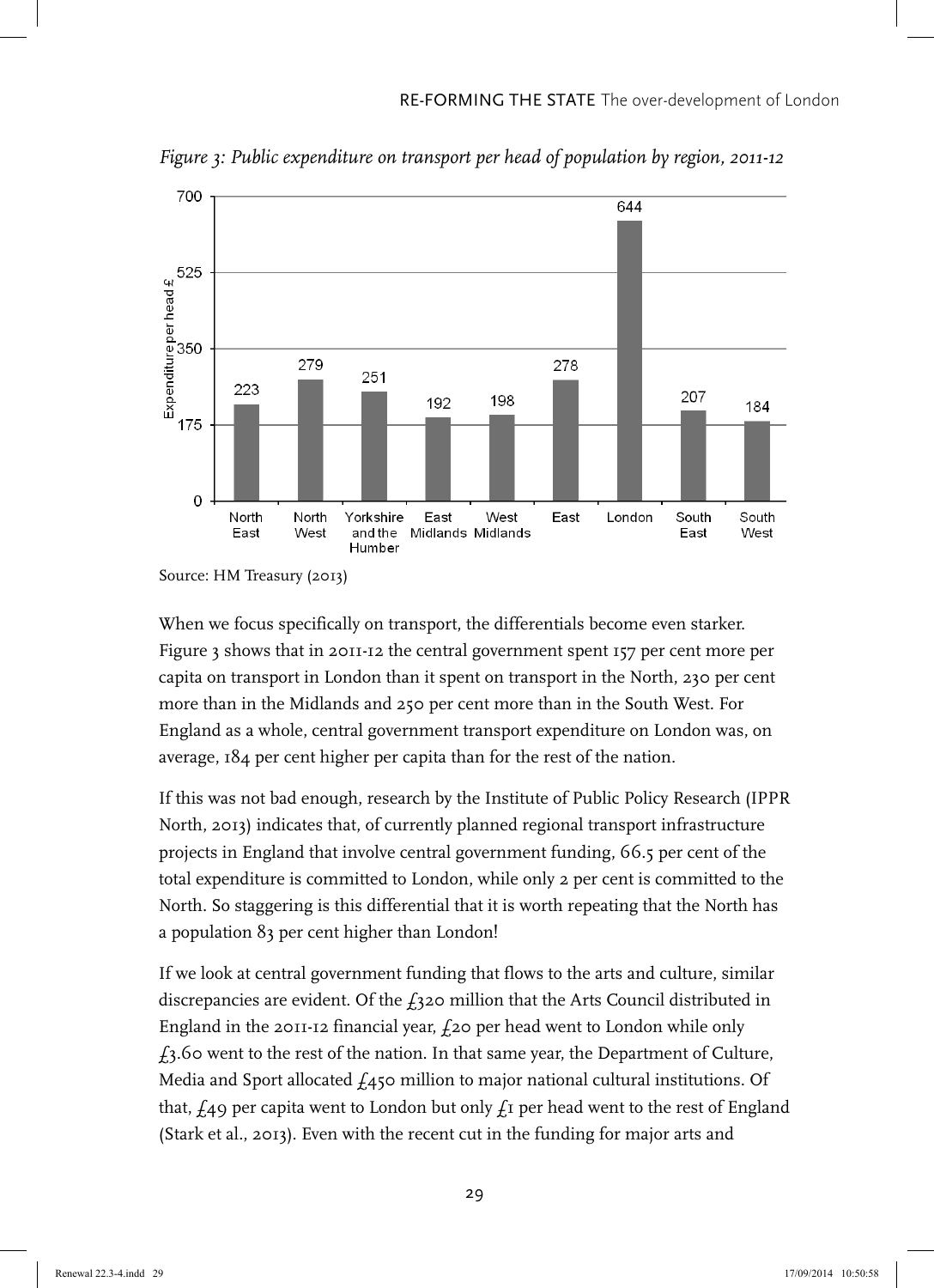*Figure 3: Public expenditure on transport per head of population by region, 2011-12*

| Region | Expenditure per head £ |
|---|---|
| North East | 223 |
| North West | 279 |
| Yorkshire and the Humber | 251 |
| East Midlands | 192 |
| West Midlands | 198 |
| East | 278 |
| London | 644 |
| South East | 207 |
| South West | 184 |

Source: HM Treasury (2013)

When we focus specifically on transport, the differentials become even starker. Figure 3 shows that in 2011-12 the central government spent 157 per cent more per capita on transport in London than it spent on transport in the North, 230 per cent more than in the Midlands and 250 per cent more than in the South West. For England as a whole, central government transport expenditure on London was, on average, 184 per cent higher per capita than for the rest of the nation.

If this was not bad enough, research by the Institute of Public Policy Research (IPPR North, 2013) indicates that, of currently planned regional transport infrastructure projects in England that involve central government funding, 66.5 per cent of the total expenditure is committed to London, while only 2 per cent is committed to the North. So staggering is this differential that it is worth repeating that the North has a population 83 per cent higher than London!

If we look at central government funding that flows to the arts and culture, similar discrepancies are evident. Of the £320 million that the Arts Council distributed in England in the 2011-12 financial year, £20 per head went to London while only £3.60 went to the rest of the nation. In that same year, the Department of Culture, Media and Sport allocated £450 million to major national cultural institutions. Of that, £49 per capita went to London but only £1 per head went to the rest of England (Stark et al., 2013). Even with the recent cut in the funding for major arts and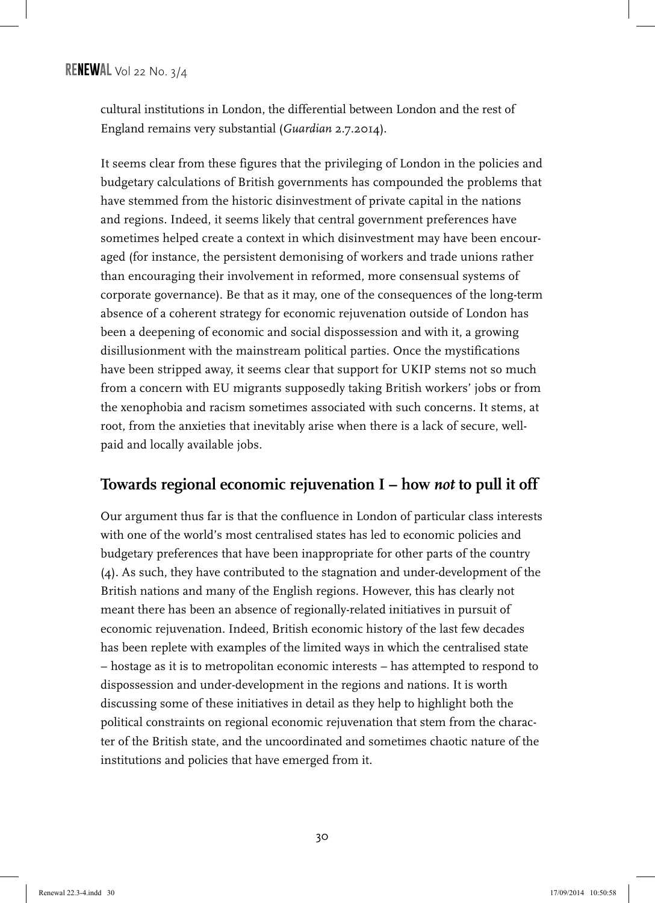cultural institutions in London, the differential between London and the rest of England remains very substantial (*Guardian* 2.7.2014).

It seems clear from these figures that the privileging of London in the policies and budgetary calculations of British governments has compounded the problems that have stemmed from the historic disinvestment of private capital in the nations and regions. Indeed, it seems likely that central government preferences have sometimes helped create a context in which disinvestment may have been encouraged (for instance, the persistent demonising of workers and trade unions rather than encouraging their involvement in reformed, more consensual systems of corporate governance). Be that as it may, one of the consequences of the long-term absence of a coherent strategy for economic rejuvenation outside of London has been a deepening of economic and social dispossession and with it, a growing disillusionment with the mainstream political parties. Once the mystifications have been stripped away, it seems clear that support for UKIP stems not so much from a concern with EU migrants supposedly taking British workers' jobs or from the xenophobia and racism sometimes associated with such concerns. It stems, at root, from the anxieties that inevitably arise when there is a lack of secure, well-paid and locally available jobs.

## Towards regional economic rejuvenation I – how *not* to pull it off

Our argument thus far is that the confluence in London of particular class interests with one of the world's most centralised states has led to economic policies and budgetary preferences that have been inappropriate for other parts of the country (4). As such, they have contributed to the stagnation and under-development of the British nations and many of the English regions. However, this has clearly not meant there has been an absence of regionally-related initiatives in pursuit of economic rejuvenation. Indeed, British economic history of the last few decades has been replete with examples of the limited ways in which the centralised state – hostage as it is to metropolitan economic interests – has attempted to respond to dispossession and under-development in the regions and nations. It is worth discussing some of these initiatives in detail as they help to highlight both the political constraints on regional economic rejuvenation that stem from the character of the British state, and the uncoordinated and sometimes chaotic nature of the institutions and policies that have emerged from it.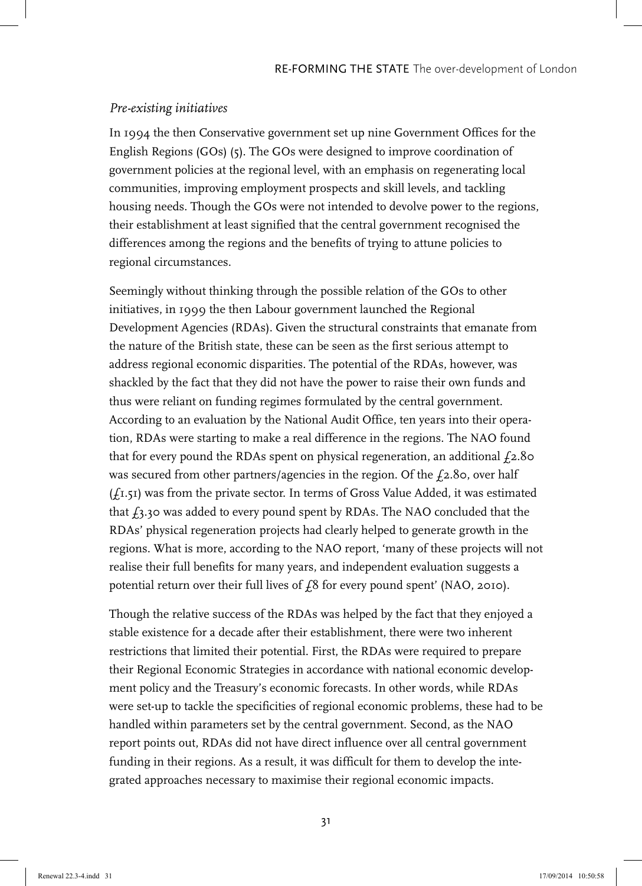### *Pre-existing initiatives*

In 1994 the then Conservative government set up nine Government Offices for the English Regions (GOs) (5). The GOs were designed to improve coordination of government policies at the regional level, with an emphasis on regenerating local communities, improving employment prospects and skill levels, and tackling housing needs. Though the GOs were not intended to devolve power to the regions, their establishment at least signified that the central government recognised the differences among the regions and the benefits of trying to attune policies to regional circumstances.

Seemingly without thinking through the possible relation of the GOs to other initiatives, in 1999 the then Labour government launched the Regional Development Agencies (RDAs). Given the structural constraints that emanate from the nature of the British state, these can be seen as the first serious attempt to address regional economic disparities. The potential of the RDAs, however, was shackled by the fact that they did not have the power to raise their own funds and thus were reliant on funding regimes formulated by the central government. According to an evaluation by the National Audit Office, ten years into their operation, RDAs were starting to make a real difference in the regions. The NAO found that for every pound the RDAs spent on physical regeneration, an additional £2.80 was secured from other partners/agencies in the region. Of the £2.80, over half (£1.51) was from the private sector. In terms of Gross Value Added, it was estimated that £3.30 was added to every pound spent by RDAs. The NAO concluded that the RDAs' physical regeneration projects had clearly helped to generate growth in the regions. What is more, according to the NAO report, 'many of these projects will not realise their full benefits for many years, and independent evaluation suggests a potential return over their full lives of £8 for every pound spent' (NAO, 2010).

Though the relative success of the RDAs was helped by the fact that they enjoyed a stable existence for a decade after their establishment, there were two inherent restrictions that limited their potential. First, the RDAs were required to prepare their Regional Economic Strategies in accordance with national economic development policy and the Treasury's economic forecasts. In other words, while RDAs were set-up to tackle the specificities of regional economic problems, these had to be handled within parameters set by the central government. Second, as the NAO report points out, RDAs did not have direct influence over all central government funding in their regions. As a result, it was difficult for them to develop the integrated approaches necessary to maximise their regional economic impacts.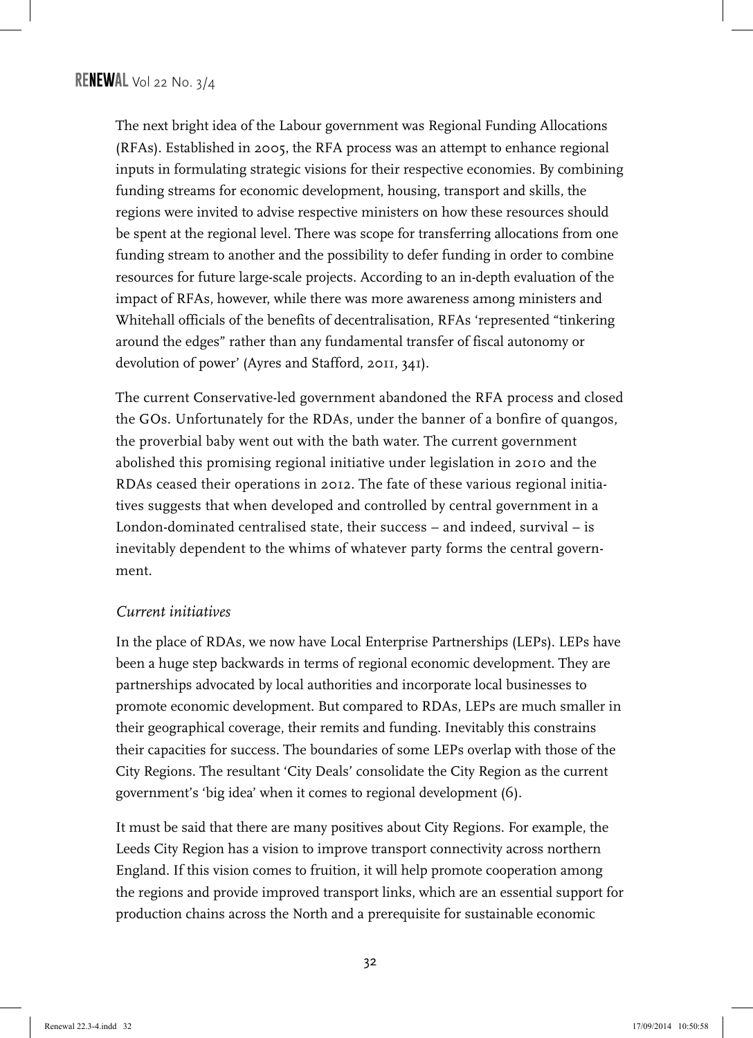The next bright idea of the Labour government was Regional Funding Allocations (RFAs). Established in 2005, the RFA process was an attempt to enhance regional inputs in formulating strategic visions for their respective economies. By combining funding streams for economic development, housing, transport and skills, the regions were invited to advise respective ministers on how these resources should be spent at the regional level. There was scope for transferring allocations from one funding stream to another and the possibility to defer funding in order to combine resources for future large-scale projects. According to an in-depth evaluation of the impact of RFAs, however, while there was more awareness among ministers and Whitehall officials of the benefits of decentralisation, RFAs 'represented "tinkering around the edges" rather than any fundamental transfer of fiscal autonomy or devolution of power' (Ayres and Stafford, 2011, 341).

The current Conservative-led government abandoned the RFA process and closed the GOs. Unfortunately for the RDAs, under the banner of a bonfire of quangos, the proverbial baby went out with the bath water. The current government abolished this promising regional initiative under legislation in 2010 and the RDAs ceased their operations in 2012. The fate of these various regional initiatives suggests that when developed and controlled by central government in a London-dominated centralised state, their success – and indeed, survival – is inevitably dependent to the whims of whatever party forms the central government.

*Current initiatives*

In the place of RDAs, we now have Local Enterprise Partnerships (LEPs). LEPs have been a huge step backwards in terms of regional economic development. They are partnerships advocated by local authorities and incorporate local businesses to promote economic development. But compared to RDAs, LEPs are much smaller in their geographical coverage, their remits and funding. Inevitably this constrains their capacities for success. The boundaries of some LEPs overlap with those of the City Regions. The resultant 'City Deals' consolidate the City Region as the current government's 'big idea' when it comes to regional development (6).

It must be said that there are many positives about City Regions. For example, the Leeds City Region has a vision to improve transport connectivity across northern England. If this vision comes to fruition, it will help promote cooperation among the regions and provide improved transport links, which are an essential support for production chains across the North and a prerequisite for sustainable economic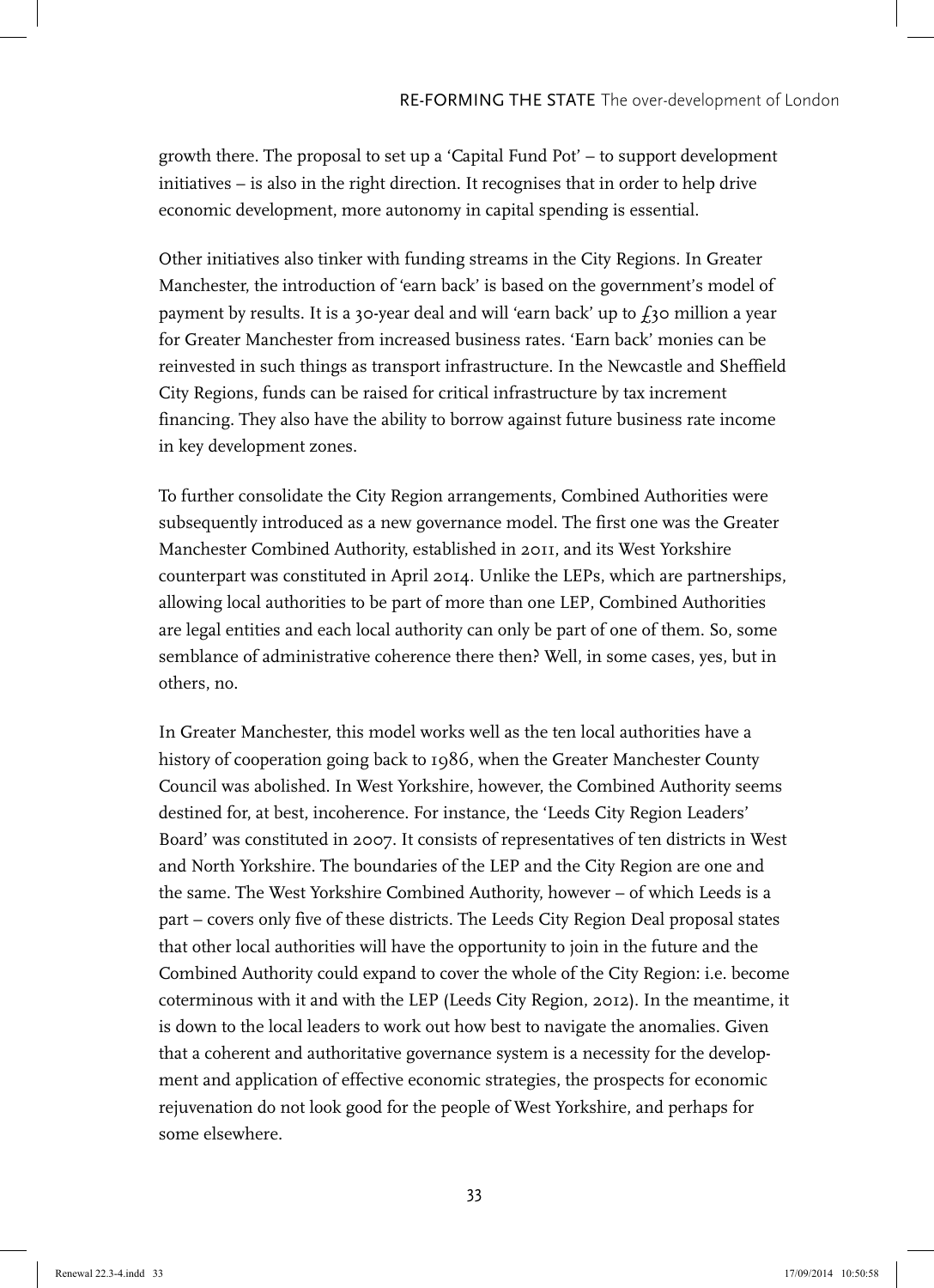growth there. The proposal to set up a 'Capital Fund Pot' – to support development initiatives – is also in the right direction. It recognises that in order to help drive economic development, more autonomy in capital spending is essential.

Other initiatives also tinker with funding streams in the City Regions. In Greater Manchester, the introduction of 'earn back' is based on the government's model of payment by results. It is a 30-year deal and will 'earn back' up to £30 million a year for Greater Manchester from increased business rates. 'Earn back' monies can be reinvested in such things as transport infrastructure. In the Newcastle and Sheffield City Regions, funds can be raised for critical infrastructure by tax increment financing. They also have the ability to borrow against future business rate income in key development zones.

To further consolidate the City Region arrangements, Combined Authorities were subsequently introduced as a new governance model. The first one was the Greater Manchester Combined Authority, established in 2011, and its West Yorkshire counterpart was constituted in April 2014. Unlike the LEPs, which are partnerships, allowing local authorities to be part of more than one LEP, Combined Authorities are legal entities and each local authority can only be part of one of them. So, some semblance of administrative coherence there then? Well, in some cases, yes, but in others, no.

In Greater Manchester, this model works well as the ten local authorities have a history of cooperation going back to 1986, when the Greater Manchester County Council was abolished. In West Yorkshire, however, the Combined Authority seems destined for, at best, incoherence. For instance, the 'Leeds City Region Leaders' Board' was constituted in 2007. It consists of representatives of ten districts in West and North Yorkshire. The boundaries of the LEP and the City Region are one and the same. The West Yorkshire Combined Authority, however – of which Leeds is a part – covers only five of these districts. The Leeds City Region Deal proposal states that other local authorities will have the opportunity to join in the future and the Combined Authority could expand to cover the whole of the City Region: i.e. become coterminous with it and with the LEP (Leeds City Region, 2012). In the meantime, it is down to the local leaders to work out how best to navigate the anomalies. Given that a coherent and authoritative governance system is a necessity for the development and application of effective economic strategies, the prospects for economic rejuvenation do not look good for the people of West Yorkshire, and perhaps for some elsewhere.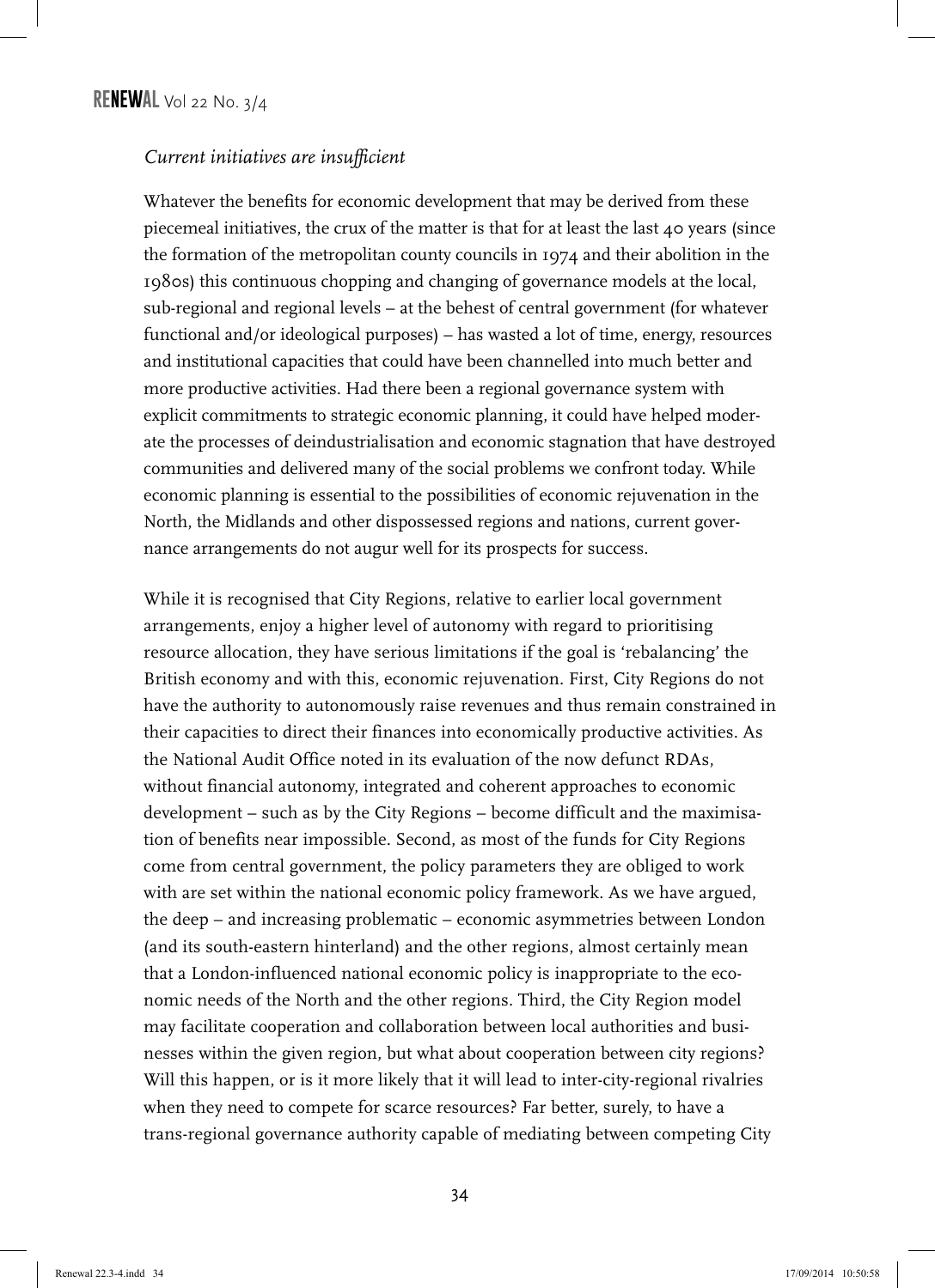*Current initiatives are insufficient*

Whatever the benefits for economic development that may be derived from these piecemeal initiatives, the crux of the matter is that for at least the last 40 years (since the formation of the metropolitan county councils in 1974 and their abolition in the 1980s) this continuous chopping and changing of governance models at the local, sub-regional and regional levels – at the behest of central government (for whatever functional and/or ideological purposes) – has wasted a lot of time, energy, resources and institutional capacities that could have been channelled into much better and more productive activities. Had there been a regional governance system with explicit commitments to strategic economic planning, it could have helped moderate the processes of deindustrialisation and economic stagnation that have destroyed communities and delivered many of the social problems we confront today. While economic planning is essential to the possibilities of economic rejuvenation in the North, the Midlands and other dispossessed regions and nations, current governance arrangements do not augur well for its prospects for success.

While it is recognised that City Regions, relative to earlier local government arrangements, enjoy a higher level of autonomy with regard to prioritising resource allocation, they have serious limitations if the goal is 'rebalancing' the British economy and with this, economic rejuvenation. First, City Regions do not have the authority to autonomously raise revenues and thus remain constrained in their capacities to direct their finances into economically productive activities. As the National Audit Office noted in its evaluation of the now defunct RDAs, without financial autonomy, integrated and coherent approaches to economic development – such as by the City Regions – become difficult and the maximisation of benefits near impossible. Second, as most of the funds for City Regions come from central government, the policy parameters they are obliged to work with are set within the national economic policy framework. As we have argued, the deep – and increasing problematic – economic asymmetries between London (and its south-eastern hinterland) and the other regions, almost certainly mean that a London-influenced national economic policy is inappropriate to the economic needs of the North and the other regions. Third, the City Region model may facilitate cooperation and collaboration between local authorities and businesses within the given region, but what about cooperation between city regions? Will this happen, or is it more likely that it will lead to inter-city-regional rivalries when they need to compete for scarce resources? Far better, surely, to have a trans-regional governance authority capable of mediating between competing City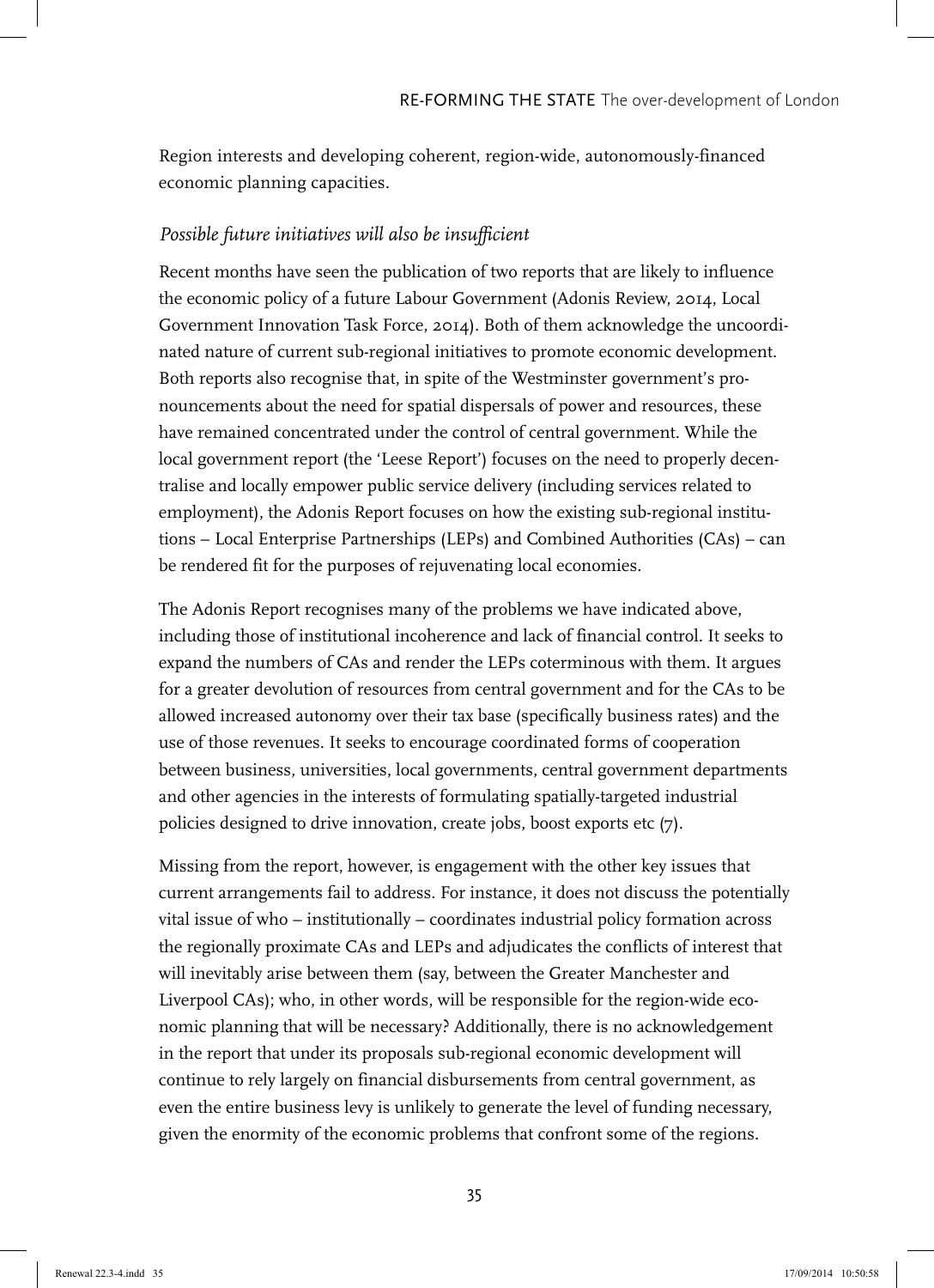Region interests and developing coherent, region-wide, autonomously-financed economic planning capacities.

*Possible future initiatives will also be insufficient*

Recent months have seen the publication of two reports that are likely to influence the economic policy of a future Labour Government (Adonis Review, 2014, Local Government Innovation Task Force, 2014). Both of them acknowledge the uncoordinated nature of current sub-regional initiatives to promote economic development. Both reports also recognise that, in spite of the Westminster government's pronouncements about the need for spatial dispersals of power and resources, these have remained concentrated under the control of central government. While the local government report (the 'Leese Report') focuses on the need to properly decentralise and locally empower public service delivery (including services related to employment), the Adonis Report focuses on how the existing sub-regional institutions – Local Enterprise Partnerships (LEPs) and Combined Authorities (CAs) – can be rendered fit for the purposes of rejuvenating local economies.

The Adonis Report recognises many of the problems we have indicated above, including those of institutional incoherence and lack of financial control. It seeks to expand the numbers of CAs and render the LEPs coterminous with them. It argues for a greater devolution of resources from central government and for the CAs to be allowed increased autonomy over their tax base (specifically business rates) and the use of those revenues. It seeks to encourage coordinated forms of cooperation between business, universities, local governments, central government departments and other agencies in the interests of formulating spatially-targeted industrial policies designed to drive innovation, create jobs, boost exports etc (7).

Missing from the report, however, is engagement with the other key issues that current arrangements fail to address. For instance, it does not discuss the potentially vital issue of who – institutionally – coordinates industrial policy formation across the regionally proximate CAs and LEPs and adjudicates the conflicts of interest that will inevitably arise between them (say, between the Greater Manchester and Liverpool CAs); who, in other words, will be responsible for the region-wide economic planning that will be necessary? Additionally, there is no acknowledgement in the report that under its proposals sub-regional economic development will continue to rely largely on financial disbursements from central government, as even the entire business levy is unlikely to generate the level of funding necessary, given the enormity of the economic problems that confront some of the regions.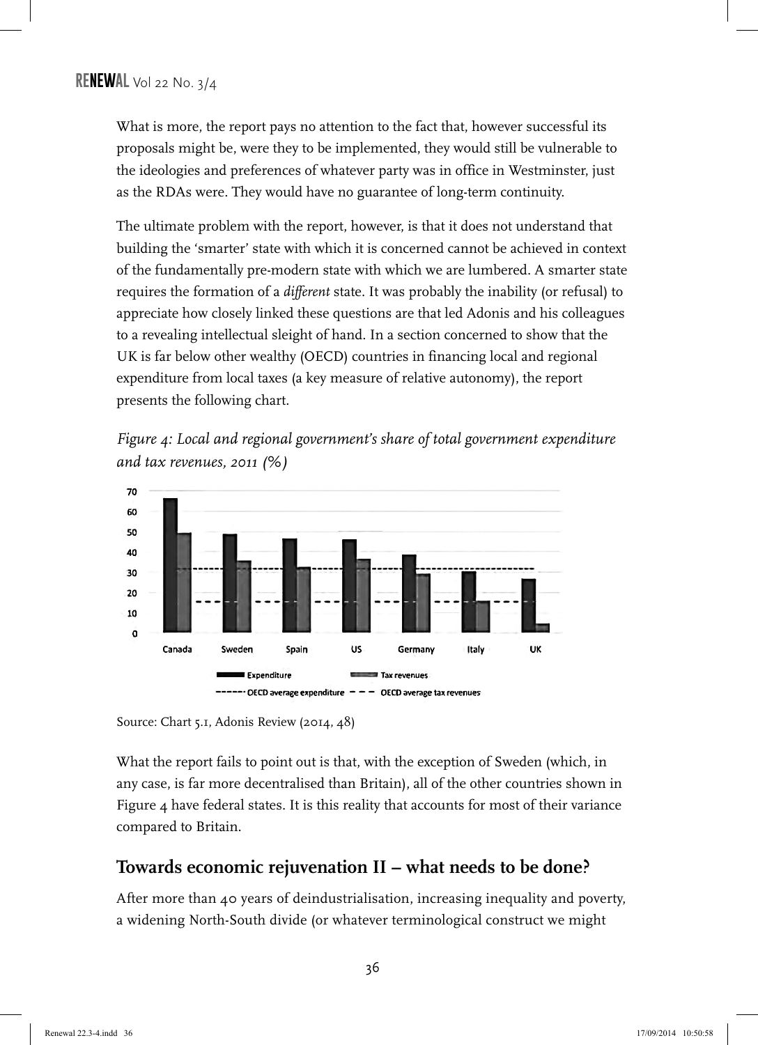What is more, the report pays no attention to the fact that, however successful its proposals might be, were they to be implemented, they would still be vulnerable to the ideologies and preferences of whatever party was in office in Westminster, just as the RDAs were. They would have no guarantee of long-term continuity.

The ultimate problem with the report, however, is that it does not understand that building the 'smarter' state with which it is concerned cannot be achieved in context of the fundamentally pre-modern state with which we are lumbered. A smarter state requires the formation of a *different* state. It was probably the inability (or refusal) to appreciate how closely linked these questions are that led Adonis and his colleagues to a revealing intellectual sleight of hand. In a section concerned to show that the UK is far below other wealthy (OECD) countries in financing local and regional expenditure from local taxes (a key measure of relative autonomy), the report presents the following chart.

*Figure 4: Local and regional government's share of total government expenditure and tax revenues, 2011 (%)*

Source: Chart 5.1, Adonis Review (2014, 48)

What the report fails to point out is that, with the exception of Sweden (which, in any case, is far more decentralised than Britain), all of the other countries shown in Figure 4 have federal states. It is this reality that accounts for most of their variance compared to Britain.

## Towards economic rejuvenation II – what needs to be done?

After more than 40 years of deindustrialisation, increasing inequality and poverty, a widening North-South divide (or whatever terminological construct we might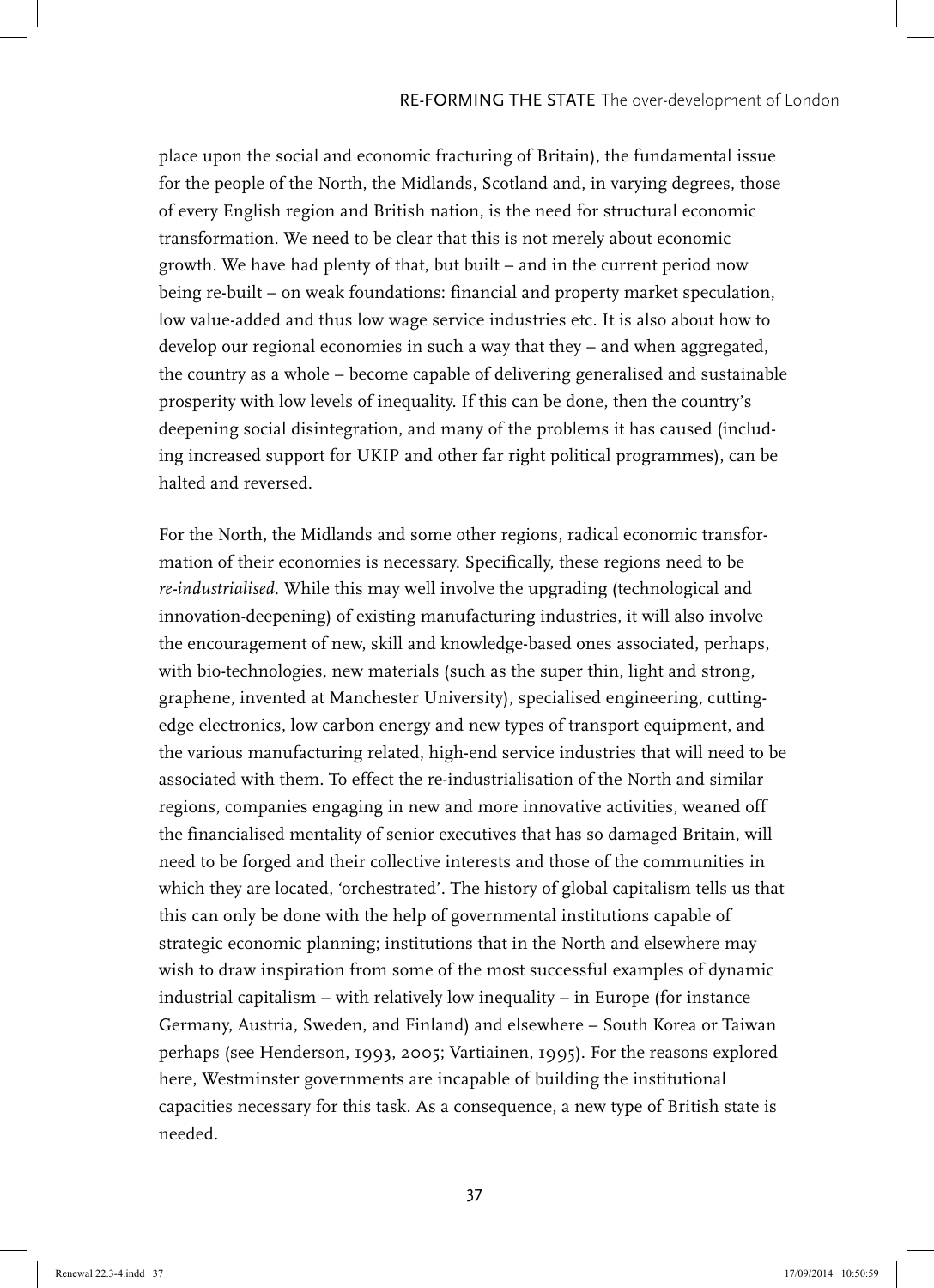place upon the social and economic fracturing of Britain), the fundamental issue for the people of the North, the Midlands, Scotland and, in varying degrees, those of every English region and British nation, is the need for structural economic transformation. We need to be clear that this is not merely about economic growth. We have had plenty of that, but built – and in the current period now being re-built – on weak foundations: financial and property market speculation, low value-added and thus low wage service industries etc. It is also about how to develop our regional economies in such a way that they – and when aggregated, the country as a whole – become capable of delivering generalised and sustainable prosperity with low levels of inequality. If this can be done, then the country's deepening social disintegration, and many of the problems it has caused (including increased support for UKIP and other far right political programmes), can be halted and reversed.

For the North, the Midlands and some other regions, radical economic transformation of their economies is necessary. Specifically, these regions need to be *re-industrialised*. While this may well involve the upgrading (technological and innovation-deepening) of existing manufacturing industries, it will also involve the encouragement of new, skill and knowledge-based ones associated, perhaps, with bio-technologies, new materials (such as the super thin, light and strong, graphene, invented at Manchester University), specialised engineering, cutting-edge electronics, low carbon energy and new types of transport equipment, and the various manufacturing related, high-end service industries that will need to be associated with them. To effect the re-industrialisation of the North and similar regions, companies engaging in new and more innovative activities, weaned off the financialised mentality of senior executives that has so damaged Britain, will need to be forged and their collective interests and those of the communities in which they are located, 'orchestrated'. The history of global capitalism tells us that this can only be done with the help of governmental institutions capable of strategic economic planning; institutions that in the North and elsewhere may wish to draw inspiration from some of the most successful examples of dynamic industrial capitalism – with relatively low inequality – in Europe (for instance Germany, Austria, Sweden, and Finland) and elsewhere – South Korea or Taiwan perhaps (see Henderson, 1993, 2005; Vartiainen, 1995). For the reasons explored here, Westminster governments are incapable of building the institutional capacities necessary for this task. As a consequence, a new type of British state is needed.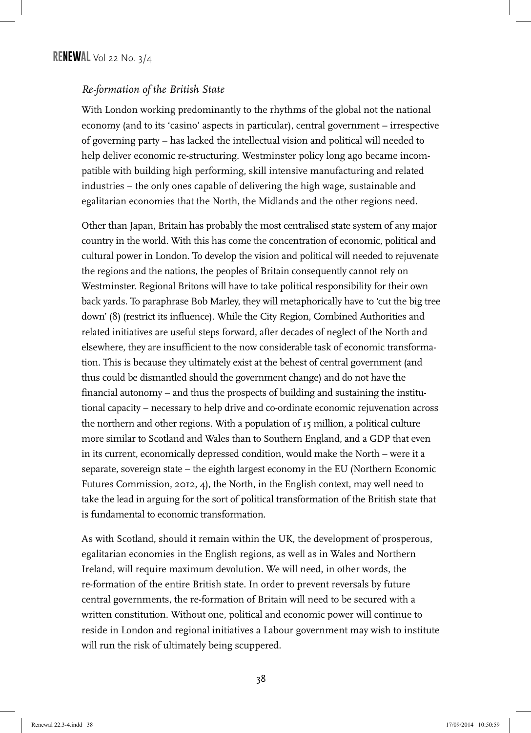*Re-formation of the British State*

With London working predominantly to the rhythms of the global not the national economy (and to its 'casino' aspects in particular), central government – irrespective of governing party – has lacked the intellectual vision and political will needed to help deliver economic re-structuring. Westminster policy long ago became incompatible with building high performing, skill intensive manufacturing and related industries – the only ones capable of delivering the high wage, sustainable and egalitarian economies that the North, the Midlands and the other regions need.

Other than Japan, Britain has probably the most centralised state system of any major country in the world. With this has come the concentration of economic, political and cultural power in London. To develop the vision and political will needed to rejuvenate the regions and the nations, the peoples of Britain consequently cannot rely on Westminster. Regional Britons will have to take political responsibility for their own back yards. To paraphrase Bob Marley, they will metaphorically have to 'cut the big tree down' (8) (restrict its influence). While the City Region, Combined Authorities and related initiatives are useful steps forward, after decades of neglect of the North and elsewhere, they are insufficient to the now considerable task of economic transformation. This is because they ultimately exist at the behest of central government (and thus could be dismantled should the government change) and do not have the financial autonomy – and thus the prospects of building and sustaining the institutional capacity – necessary to help drive and co-ordinate economic rejuvenation across the northern and other regions. With a population of 15 million, a political culture more similar to Scotland and Wales than to Southern England, and a GDP that even in its current, economically depressed condition, would make the North – were it a separate, sovereign state – the eighth largest economy in the EU (Northern Economic Futures Commission, 2012, 4), the North, in the English context, may well need to take the lead in arguing for the sort of political transformation of the British state that is fundamental to economic transformation.

As with Scotland, should it remain within the UK, the development of prosperous, egalitarian economies in the English regions, as well as in Wales and Northern Ireland, will require maximum devolution. We will need, in other words, the re-formation of the entire British state. In order to prevent reversals by future central governments, the re-formation of Britain will need to be secured with a written constitution. Without one, political and economic power will continue to reside in London and regional initiatives a Labour government may wish to institute will run the risk of ultimately being scuppered.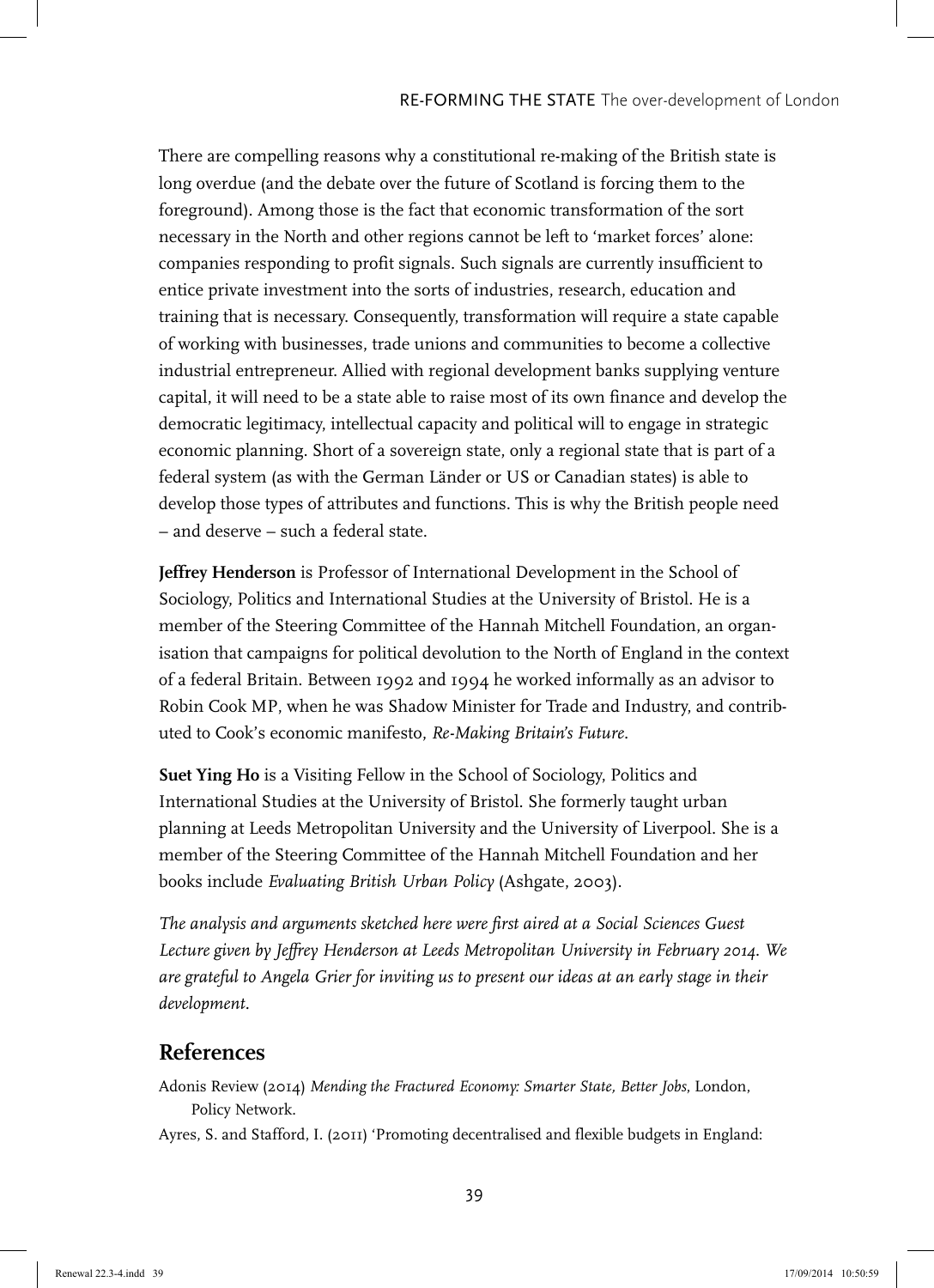There are compelling reasons why a constitutional re-making of the British state is long overdue (and the debate over the future of Scotland is forcing them to the foreground). Among those is the fact that economic transformation of the sort necessary in the North and other regions cannot be left to 'market forces' alone: companies responding to profit signals. Such signals are currently insufficient to entice private investment into the sorts of industries, research, education and training that is necessary. Consequently, transformation will require a state capable of working with businesses, trade unions and communities to become a collective industrial entrepreneur. Allied with regional development banks supplying venture capital, it will need to be a state able to raise most of its own finance and develop the democratic legitimacy, intellectual capacity and political will to engage in strategic economic planning. Short of a sovereign state, only a regional state that is part of a federal system (as with the German Länder or US or Canadian states) is able to develop those types of attributes and functions. This is why the British people need – and deserve – such a federal state.

**Jeffrey Henderson** is Professor of International Development in the School of Sociology, Politics and International Studies at the University of Bristol. He is a member of the Steering Committee of the Hannah Mitchell Foundation, an organisation that campaigns for political devolution to the North of England in the context of a federal Britain. Between 1992 and 1994 he worked informally as an advisor to Robin Cook MP, when he was Shadow Minister for Trade and Industry, and contributed to Cook's economic manifesto, *Re-Making Britain's Future*.

**Suet Ying Ho** is a Visiting Fellow in the School of Sociology, Politics and International Studies at the University of Bristol. She formerly taught urban planning at Leeds Metropolitan University and the University of Liverpool. She is a member of the Steering Committee of the Hannah Mitchell Foundation and her books include *Evaluating British Urban Policy* (Ashgate, 2003).

*The analysis and arguments sketched here were first aired at a Social Sciences Guest Lecture given by Jeffrey Henderson at Leeds Metropolitan University in February 2014. We are grateful to Angela Grier for inviting us to present our ideas at an early stage in their development.*

## References

Adonis Review (2014) *Mending the Fractured Economy: Smarter State, Better Jobs*, London, Policy Network.

Ayres, S. and Stafford, I. (2011) 'Promoting decentralised and flexible budgets in England: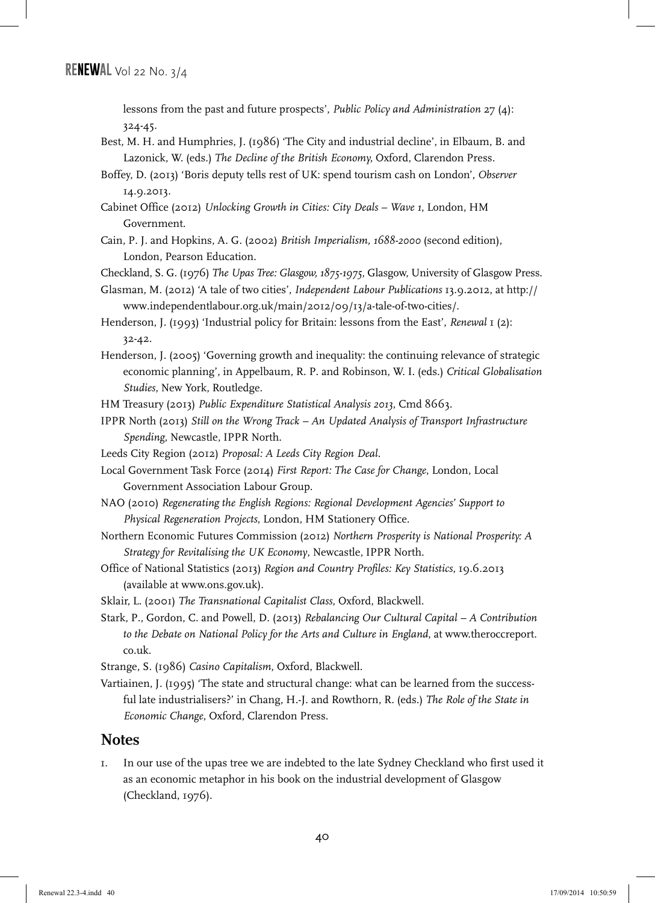lessons from the past and future prospects', *Public Policy and Administration* 27 (4): 324-45.

Best, M. H. and Humphries, J. (1986) 'The City and industrial decline', in Elbaum, B. and Lazonick, W. (eds.) *The Decline of the British Economy,* Oxford, Clarendon Press.

Boffey, D. (2013) 'Boris deputy tells rest of UK: spend tourism cash on London', *Observer* 14.9.2013.

Cabinet Office (2012) *Unlocking Growth in Cities: City Deals – Wave 1*, London, HM Government.

Cain, P. J. and Hopkins, A. G. (2002) *British Imperialism, 1688-2000* (second edition), London, Pearson Education.

Checkland, S. G. (1976) *The Upas Tree: Glasgow, 1875-1975*, Glasgow, University of Glasgow Press.

Glasman, M. (2012) 'A tale of two cities', *Independent Labour Publications* 13.9.2012, at http://www.independentlabour.org.uk/main/2012/09/13/a-tale-of-two-cities/.

Henderson, J. (1993) 'Industrial policy for Britain: lessons from the East', *Renewal* 1 (2): 32-42.

Henderson, J. (2005) 'Governing growth and inequality: the continuing relevance of strategic economic planning', in Appelbaum, R. P. and Robinson, W. I. (eds.) *Critical Globalisation Studies*, New York, Routledge.

HM Treasury (2013) *Public Expenditure Statistical Analysis 2013*, Cmd 8663.

IPPR North (2013) *Still on the Wrong Track – An Updated Analysis of Transport Infrastructure Spending*, Newcastle, IPPR North.

Leeds City Region (2012) *Proposal: A Leeds City Region Deal*.

Local Government Task Force (2014) *First Report: The Case for Change*, London, Local Government Association Labour Group.

NAO (2010) *Regenerating the English Regions: Regional Development Agencies' Support to Physical Regeneration Projects*, London, HM Stationery Office.

Northern Economic Futures Commission (2012) *Northern Prosperity is National Prosperity: A Strategy for Revitalising the UK Economy*, Newcastle, IPPR North.

Office of National Statistics (2013) *Region and Country Profiles: Key Statistics*, 19.6.2013 (available at www.ons.gov.uk).

Sklair, L. (2001) *The Transnational Capitalist Class*, Oxford, Blackwell.

Stark, P., Gordon, C. and Powell, D. (2013) *Rebalancing Our Cultural Capital – A Contribution to the Debate on National Policy for the Arts and Culture in England*, at www.theroccreport.co.uk.

Strange, S. (1986) *Casino Capitalism*, Oxford, Blackwell.

Vartiainen, J. (1995) 'The state and structural change: what can be learned from the successful late industrialisers?' in Chang, H.-J. and Rowthorn, R. (eds.) *The Role of the State in Economic Change*, Oxford, Clarendon Press.

## Notes

1. In our use of the upas tree we are indebted to the late Sydney Checkland who first used it as an economic metaphor in his book on the industrial development of Glasgow (Checkland, 1976).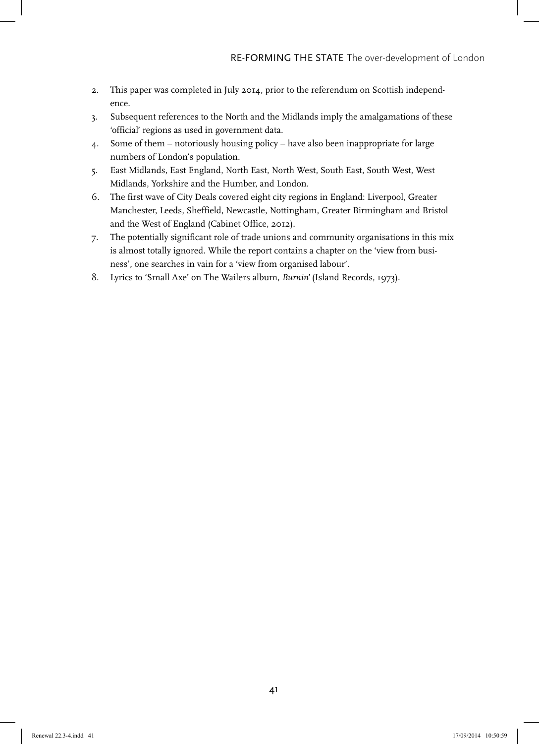2. This paper was completed in July 2014, prior to the referendum on Scottish independence.
3. Subsequent references to the North and the Midlands imply the amalgamations of these 'official' regions as used in government data.
4. Some of them – notoriously housing policy – have also been inappropriate for large numbers of London's population.
5. East Midlands, East England, North East, North West, South East, South West, West Midlands, Yorkshire and the Humber, and London.
6. The first wave of City Deals covered eight city regions in England: Liverpool, Greater Manchester, Leeds, Sheffield, Newcastle, Nottingham, Greater Birmingham and Bristol and the West of England (Cabinet Office, 2012).
7. The potentially significant role of trade unions and community organisations in this mix is almost totally ignored. While the report contains a chapter on the 'view from business', one searches in vain for a 'view from organised labour'.
8. Lyrics to 'Small Axe' on The Wailers album, *Burnin'* (Island Records, 1973).